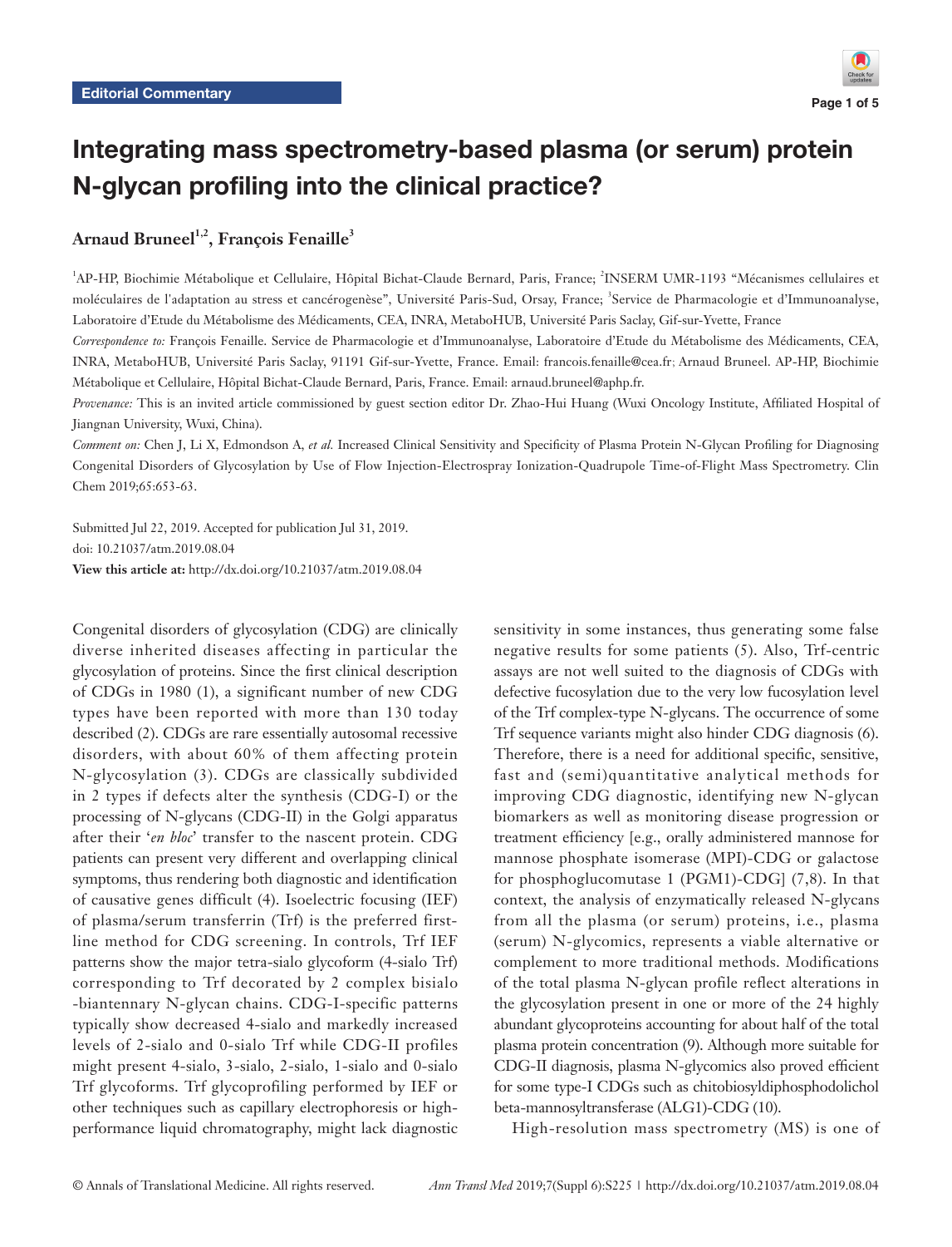Editorial Commentary

# Integrating mass spectrometry-based plasma (or serum) protein N-glycan profiling into the clinical practice?

**Arnaud Bruneel[1,2], François Fenaille[3]**

[1]AP-HP, Biochimie Métabolique et Cellulaire, Hôpital Bichat-Claude Bernard, Paris, France; [2]INSERM UMR-1193 "Mécanismes cellulaires et moléculaires de l'adaptation au stress et cancérogenèse", Université Paris-Sud, Orsay, France; [3]Service de Pharmacologie et d'Immunoanalyse, Laboratoire d'Etude du Métabolisme des Médicaments, CEA, INRA, MetaboHUB, Université Paris Saclay, Gif-sur-Yvette, France

*Correspondence to:* François Fenaille. Service de Pharmacologie et d'Immunoanalyse, Laboratoire d'Etude du Métabolisme des Médicaments, CEA, INRA, MetaboHUB, Université Paris Saclay, 91191 Gif-sur-Yvette, France. Email: francois.fenaille@cea.fr; Arnaud Bruneel. AP-HP, Biochimie Métabolique et Cellulaire, Hôpital Bichat-Claude Bernard, Paris, France. Email: arnaud.bruneel@aphp.fr.

*Provenance:* This is an invited article commissioned by guest section editor Dr. Zhao-Hui Huang (Wuxi Oncology Institute, Affiliated Hospital of Jiangnan University, Wuxi, China).

*Comment on:* Chen J, Li X, Edmondson A, *et al.* Increased Clinical Sensitivity and Specificity of Plasma Protein N-Glycan Profiling for Diagnosing Congenital Disorders of Glycosylation by Use of Flow Injection-Electrospray Ionization-Quadrupole Time-of-Flight Mass Spectrometry. Clin Chem 2019;65:653-63.

Submitted Jul 22, 2019. Accepted for publication Jul 31, 2019.
doi: 10.21037/atm.2019.08.04
**View this article at:** http://dx.doi.org/10.21037/atm.2019.08.04

Congenital disorders of glycosylation (CDG) are clinically diverse inherited diseases affecting in particular the glycosylation of proteins. Since the first clinical description of CDGs in 1980 (1), a significant number of new CDG types have been reported with more than 130 today described (2). CDGs are rare essentially autosomal recessive disorders, with about 60% of them affecting protein N-glycosylation (3). CDGs are classically subdivided in 2 types if defects alter the synthesis (CDG-I) or the processing of N-glycans (CDG-II) in the Golgi apparatus after their '*en bloc*' transfer to the nascent protein. CDG patients can present very different and overlapping clinical symptoms, thus rendering both diagnostic and identification of causative genes difficult (4). Isoelectric focusing (IEF) of plasma/serum transferrin (Trf) is the preferred first-line method for CDG screening. In controls, Trf IEF patterns show the major tetra-sialo glycoform (4-sialo Trf) corresponding to Trf decorated by 2 complex bisialo -biantennary N-glycan chains. CDG-I-specific patterns typically show decreased 4-sialo and markedly increased levels of 2-sialo and 0-sialo Trf while CDG-II profiles might present 4-sialo, 3-sialo, 2-sialo, 1-sialo and 0-sialo Trf glycoforms. Trf glycoprofiling performed by IEF or other techniques such as capillary electrophoresis or high-performance liquid chromatography, might lack diagnostic sensitivity in some instances, thus generating some false negative results for some patients (5). Also, Trf-centric assays are not well suited to the diagnosis of CDGs with defective fucosylation due to the very low fucosylation level of the Trf complex-type N-glycans. The occurrence of some Trf sequence variants might also hinder CDG diagnosis (6). Therefore, there is a need for additional specific, sensitive, fast and (semi)quantitative analytical methods for improving CDG diagnostic, identifying new N-glycan biomarkers as well as monitoring disease progression or treatment efficiency [e.g., orally administered mannose for mannose phosphate isomerase (MPI)-CDG or galactose for phosphoglucomutase 1 (PGM1)-CDG] (7,8). In that context, the analysis of enzymatically released N-glycans from all the plasma (or serum) proteins, i.e., plasma (serum) N-glycomics, represents a viable alternative or complement to more traditional methods. Modifications of the total plasma N-glycan profile reflect alterations in the glycosylation present in one or more of the 24 highly abundant glycoproteins accounting for about half of the total plasma protein concentration (9). Although more suitable for CDG-II diagnosis, plasma N-glycomics also proved efficient for some type-I CDGs such as chitobiosyldiphosphodolichol beta-mannosyltransferase (ALG1)-CDG (10).

High-resolution mass spectrometry (MS) is one of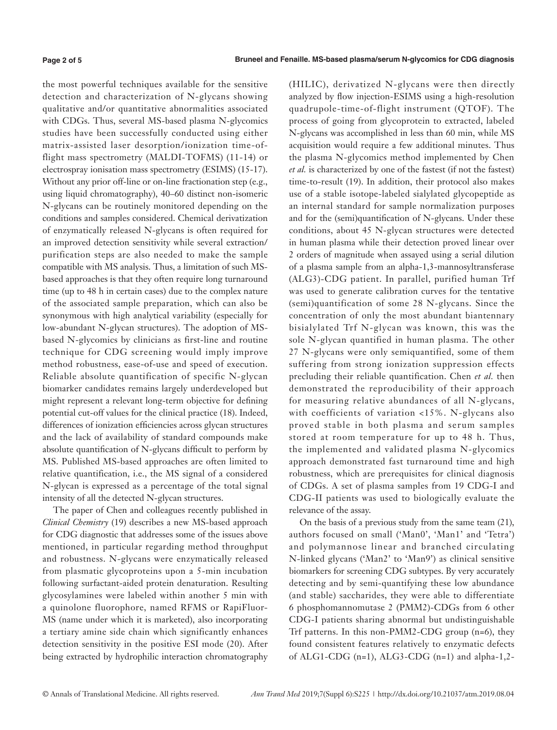the most powerful techniques available for the sensitive detection and characterization of N-glycans showing qualitative and/or quantitative abnormalities associated with CDGs. Thus, several MS-based plasma N-glycomics studies have been successfully conducted using either matrix-assisted laser desorption/ionization time-of-flight mass spectrometry (MALDI-TOFMS) (11-14) or electrospray ionisation mass spectrometry (ESIMS) (15-17). Without any prior off-line or on-line fractionation step (e.g., using liquid chromatography), 40–60 distinct non-isomeric N-glycans can be routinely monitored depending on the conditions and samples considered. Chemical derivatization of enzymatically released N-glycans is often required for an improved detection sensitivity while several extraction/purification steps are also needed to make the sample compatible with MS analysis. Thus, a limitation of such MS-based approaches is that they often require long turnaround time (up to 48 h in certain cases) due to the complex nature of the associated sample preparation, which can also be synonymous with high analytical variability (especially for low-abundant N-glycan structures). The adoption of MS-based N-glycomics by clinicians as first-line and routine technique for CDG screening would imply improve method robustness, ease-of-use and speed of execution. Reliable absolute quantification of specific N-glycan biomarker candidates remains largely underdeveloped but might represent a relevant long-term objective for defining potential cut-off values for the clinical practice (18). Indeed, differences of ionization efficiencies across glycan structures and the lack of availability of standard compounds make absolute quantification of N-glycans difficult to perform by MS. Published MS-based approaches are often limited to relative quantification, i.e., the MS signal of a considered N-glycan is expressed as a percentage of the total signal intensity of all the detected N-glycan structures.

The paper of Chen and colleagues recently published in *Clinical Chemistry* (19) describes a new MS-based approach for CDG diagnostic that addresses some of the issues above mentioned, in particular regarding method throughput and robustness. N-glycans were enzymatically released from plasmatic glycoproteins upon a 5-min incubation following surfactant-aided protein denaturation. Resulting glycosylamines were labeled within another 5 min with a quinolone fluorophore, named RFMS or RapiFluor-MS (name under which it is marketed), also incorporating a tertiary amine side chain which significantly enhances detection sensitivity in the positive ESI mode (20). After being extracted by hydrophilic interaction chromatography (HILIC), derivatized N-glycans were then directly analyzed by flow injection-ESIMS using a high-resolution quadrupole-time-of-flight instrument (QTOF). The process of going from glycoprotein to extracted, labeled N-glycans was accomplished in less than 60 min, while MS acquisition would require a few additional minutes. Thus the plasma N-glycomics method implemented by Chen *et al.* is characterized by one of the fastest (if not the fastest) time-to-result (19). In addition, their protocol also makes use of a stable isotope-labeled sialylated glycopeptide as an internal standard for sample normalization purposes and for the (semi)quantification of N-glycans. Under these conditions, about 45 N-glycan structures were detected in human plasma while their detection proved linear over 2 orders of magnitude when assayed using a serial dilution of a plasma sample from an alpha-1,3-mannosyltransferase (ALG3)-CDG patient. In parallel, purified human Trf was used to generate calibration curves for the tentative (semi)quantification of some 28 N-glycans. Since the concentration of only the most abundant biantennary bisialylated Trf N-glycan was known, this was the sole N-glycan quantified in human plasma. The other 27 N-glycans were only semiquantified, some of them suffering from strong ionization suppression effects precluding their reliable quantification. Chen *et al.* then demonstrated the reproducibility of their approach for measuring relative abundances of all N-glycans, with coefficients of variation <15%. N-glycans also proved stable in both plasma and serum samples stored at room temperature for up to 48 h. Thus, the implemented and validated plasma N-glycomics approach demonstrated fast turnaround time and high robustness, which are prerequisites for clinical diagnosis of CDGs. A set of plasma samples from 19 CDG-I and CDG-II patients was used to biologically evaluate the relevance of the assay.

On the basis of a previous study from the same team (21), authors focused on small ('Man0', 'Man1' and 'Tetra') and polymannose linear and branched circulating N-linked glycans ('Man2' to 'Man9') as clinical sensitive biomarkers for screening CDG subtypes. By very accurately detecting and by semi-quantifying these low abundance (and stable) saccharides, they were able to differentiate 6 phosphomannomutase 2 (PMM2)-CDGs from 6 other CDG-I patients sharing abnormal but undistinguishable Trf patterns. In this non-PMM2-CDG group (n=6), they found consistent features relatively to enzymatic defects of ALG1-CDG (n=1), ALG3-CDG (n=1) and alpha-1,2-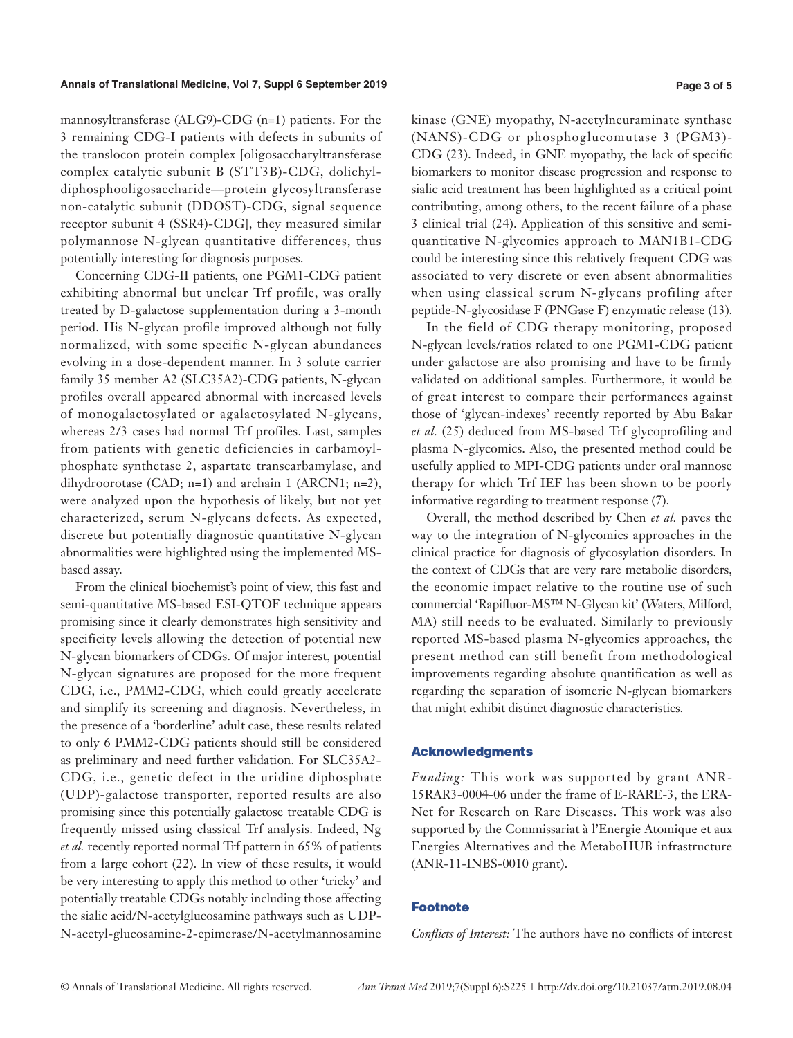mannosyltransferase (ALG9)-CDG (n=1) patients. For the 3 remaining CDG-I patients with defects in subunits of the translocon protein complex [oligosaccharyltransferase complex catalytic subunit B (STT3B)-CDG, dolichyl-diphosphooligosaccharide—protein glycosyltransferase non-catalytic subunit (DDOST)-CDG, signal sequence receptor subunit 4 (SSR4)-CDG], they measured similar polymannose N-glycan quantitative differences, thus potentially interesting for diagnosis purposes.

Concerning CDG-II patients, one PGM1-CDG patient exhibiting abnormal but unclear Trf profile, was orally treated by D-galactose supplementation during a 3-month period. His N-glycan profile improved although not fully normalized, with some specific N-glycan abundances evolving in a dose-dependent manner. In 3 solute carrier family 35 member A2 (SLC35A2)-CDG patients, N-glycan profiles overall appeared abnormal with increased levels of monogalactosylated or agalactosylated N-glycans, whereas 2/3 cases had normal Trf profiles. Last, samples from patients with genetic deficiencies in carbamoyl-phosphate synthetase 2, aspartate transcarbamylase, and dihydroorotase (CAD; n=1) and archain 1 (ARCN1; n=2), were analyzed upon the hypothesis of likely, but not yet characterized, serum N-glycans defects. As expected, discrete but potentially diagnostic quantitative N-glycan abnormalities were highlighted using the implemented MS-based assay.

From the clinical biochemist's point of view, this fast and semi-quantitative MS-based ESI-QTOF technique appears promising since it clearly demonstrates high sensitivity and specificity levels allowing the detection of potential new N-glycan biomarkers of CDGs. Of major interest, potential N-glycan signatures are proposed for the more frequent CDG, i.e., PMM2-CDG, which could greatly accelerate and simplify its screening and diagnosis. Nevertheless, in the presence of a 'borderline' adult case, these results related to only 6 PMM2-CDG patients should still be considered as preliminary and need further validation. For SLC35A2-CDG, i.e., genetic defect in the uridine diphosphate (UDP)-galactose transporter, reported results are also promising since this potentially galactose treatable CDG is frequently missed using classical Trf analysis. Indeed, Ng *et al.* recently reported normal Trf pattern in 65% of patients from a large cohort (22). In view of these results, it would be very interesting to apply this method to other 'tricky' and potentially treatable CDGs notably including those affecting the sialic acid/N-acetylglucosamine pathways such as UDP-N-acetyl-glucosamine-2-epimerase/N-acetylmannosamine kinase (GNE) myopathy, N-acetylneuraminate synthase (NANS)-CDG or phosphoglucomutase 3 (PGM3)-CDG (23). Indeed, in GNE myopathy, the lack of specific biomarkers to monitor disease progression and response to sialic acid treatment has been highlighted as a critical point contributing, among others, to the recent failure of a phase 3 clinical trial (24). Application of this sensitive and semi-quantitative N-glycomics approach to MAN1B1-CDG could be interesting since this relatively frequent CDG was associated to very discrete or even absent abnormalities when using classical serum N-glycans profiling after peptide-N-glycosidase F (PNGase F) enzymatic release (13).

In the field of CDG therapy monitoring, proposed N-glycan levels/ratios related to one PGM1-CDG patient under galactose are also promising and have to be firmly validated on additional samples. Furthermore, it would be of great interest to compare their performances against those of 'glycan-indexes' recently reported by Abu Bakar *et al.* (25) deduced from MS-based Trf glycoprofiling and plasma N-glycomics. Also, the presented method could be usefully applied to MPI-CDG patients under oral mannose therapy for which Trf IEF has been shown to be poorly informative regarding to treatment response (7).

Overall, the method described by Chen *et al.* paves the way to the integration of N-glycomics approaches in the clinical practice for diagnosis of glycosylation disorders. In the context of CDGs that are very rare metabolic disorders, the economic impact relative to the routine use of such commercial 'Rapifluor-MS™ N-Glycan kit' (Waters, Milford, MA) still needs to be evaluated. Similarly to previously reported MS-based plasma N-glycomics approaches, the present method can still benefit from methodological improvements regarding absolute quantification as well as regarding the separation of isomeric N-glycan biomarkers that might exhibit distinct diagnostic characteristics.

## Acknowledgments

*Funding:* This work was supported by grant ANR-15RAR3-0004-06 under the frame of E-RARE-3, the ERA-Net for Research on Rare Diseases. This work was also supported by the Commissariat à l'Energie Atomique et aux Energies Alternatives and the MetaboHUB infrastructure (ANR-11-INBS-0010 grant).

## Footnote

*Conflicts of Interest:* The authors have no conflicts of interest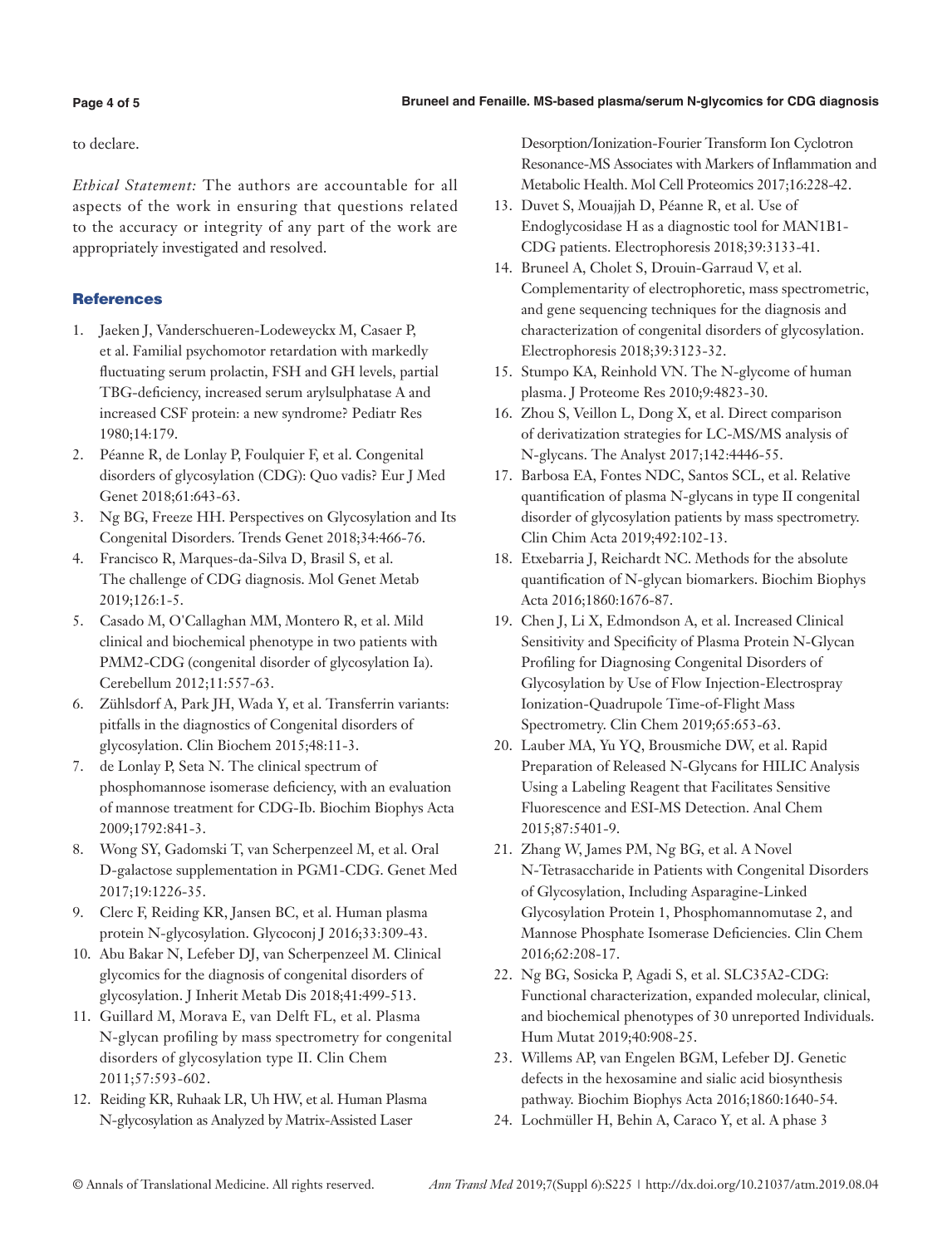to declare.

*Ethical Statement:* The authors are accountable for all aspects of the work in ensuring that questions related to the accuracy or integrity of any part of the work are appropriately investigated and resolved.

## References

1. Jaeken J, Vanderschueren-Lodeweyckx M, Casaer P, et al. Familial psychomotor retardation with markedly fluctuating serum prolactin, FSH and GH levels, partial TBG-deficiency, increased serum arylsulphatase A and increased CSF protein: a new syndrome? Pediatr Res 1980;14:179.
2. Péanne R, de Lonlay P, Foulquier F, et al. Congenital disorders of glycosylation (CDG): Quo vadis? Eur J Med Genet 2018;61:643-63.
3. Ng BG, Freeze HH. Perspectives on Glycosylation and Its Congenital Disorders. Trends Genet 2018;34:466-76.
4. Francisco R, Marques-da-Silva D, Brasil S, et al. The challenge of CDG diagnosis. Mol Genet Metab 2019;126:1-5.
5. Casado M, O'Callaghan MM, Montero R, et al. Mild clinical and biochemical phenotype in two patients with PMM2-CDG (congenital disorder of glycosylation Ia). Cerebellum 2012;11:557-63.
6. Zühlsdorf A, Park JH, Wada Y, et al. Transferrin variants: pitfalls in the diagnostics of Congenital disorders of glycosylation. Clin Biochem 2015;48:11-3.
7. de Lonlay P, Seta N. The clinical spectrum of phosphomannose isomerase deficiency, with an evaluation of mannose treatment for CDG-Ib. Biochim Biophys Acta 2009;1792:841-3.
8. Wong SY, Gadomski T, van Scherpenzeel M, et al. Oral D-galactose supplementation in PGM1-CDG. Genet Med 2017;19:1226-35.
9. Clerc F, Reiding KR, Jansen BC, et al. Human plasma protein N-glycosylation. Glycoconj J 2016;33:309-43.
10. Abu Bakar N, Lefeber DJ, van Scherpenzeel M. Clinical glycomics for the diagnosis of congenital disorders of glycosylation. J Inherit Metab Dis 2018;41:499-513.
11. Guillard M, Morava E, van Delft FL, et al. Plasma N-glycan profiling by mass spectrometry for congenital disorders of glycosylation type II. Clin Chem 2011;57:593-602.
12. Reiding KR, Ruhaak LR, Uh HW, et al. Human Plasma N-glycosylation as Analyzed by Matrix-Assisted Laser Desorption/Ionization-Fourier Transform Ion Cyclotron Resonance-MS Associates with Markers of Inflammation and Metabolic Health. Mol Cell Proteomics 2017;16:228-42.
13. Duvet S, Mouajjah D, Péanne R, et al. Use of Endoglycosidase H as a diagnostic tool for MAN1B1-CDG patients. Electrophoresis 2018;39:3133-41.
14. Bruneel A, Cholet S, Drouin-Garraud V, et al. Complementarity of electrophoretic, mass spectrometric, and gene sequencing techniques for the diagnosis and characterization of congenital disorders of glycosylation. Electrophoresis 2018;39:3123-32.
15. Stumpo KA, Reinhold VN. The N-glycome of human plasma. J Proteome Res 2010;9:4823-30.
16. Zhou S, Veillon L, Dong X, et al. Direct comparison of derivatization strategies for LC-MS/MS analysis of N-glycans. The Analyst 2017;142:4446-55.
17. Barbosa EA, Fontes NDC, Santos SCL, et al. Relative quantification of plasma N-glycans in type II congenital disorder of glycosylation patients by mass spectrometry. Clin Chim Acta 2019;492:102-13.
18. Etxebarria J, Reichardt NC. Methods for the absolute quantification of N-glycan biomarkers. Biochim Biophys Acta 2016;1860:1676-87.
19. Chen J, Li X, Edmondson A, et al. Increased Clinical Sensitivity and Specificity of Plasma Protein N-Glycan Profiling for Diagnosing Congenital Disorders of Glycosylation by Use of Flow Injection-Electrospray Ionization-Quadrupole Time-of-Flight Mass Spectrometry. Clin Chem 2019;65:653-63.
20. Lauber MA, Yu YQ, Brousmiche DW, et al. Rapid Preparation of Released N-Glycans for HILIC Analysis Using a Labeling Reagent that Facilitates Sensitive Fluorescence and ESI-MS Detection. Anal Chem 2015;87:5401-9.
21. Zhang W, James PM, Ng BG, et al. A Novel N-Tetrasaccharide in Patients with Congenital Disorders of Glycosylation, Including Asparagine-Linked Glycosylation Protein 1, Phosphomannomutase 2, and Mannose Phosphate Isomerase Deficiencies. Clin Chem 2016;62:208-17.
22. Ng BG, Sosicka P, Agadi S, et al. SLC35A2-CDG: Functional characterization, expanded molecular, clinical, and biochemical phenotypes of 30 unreported Individuals. Hum Mutat 2019;40:908-25.
23. Willems AP, van Engelen BGM, Lefeber DJ. Genetic defects in the hexosamine and sialic acid biosynthesis pathway. Biochim Biophys Acta 2016;1860:1640-54.
24. Lochmüller H, Behin A, Caraco Y, et al. A phase 3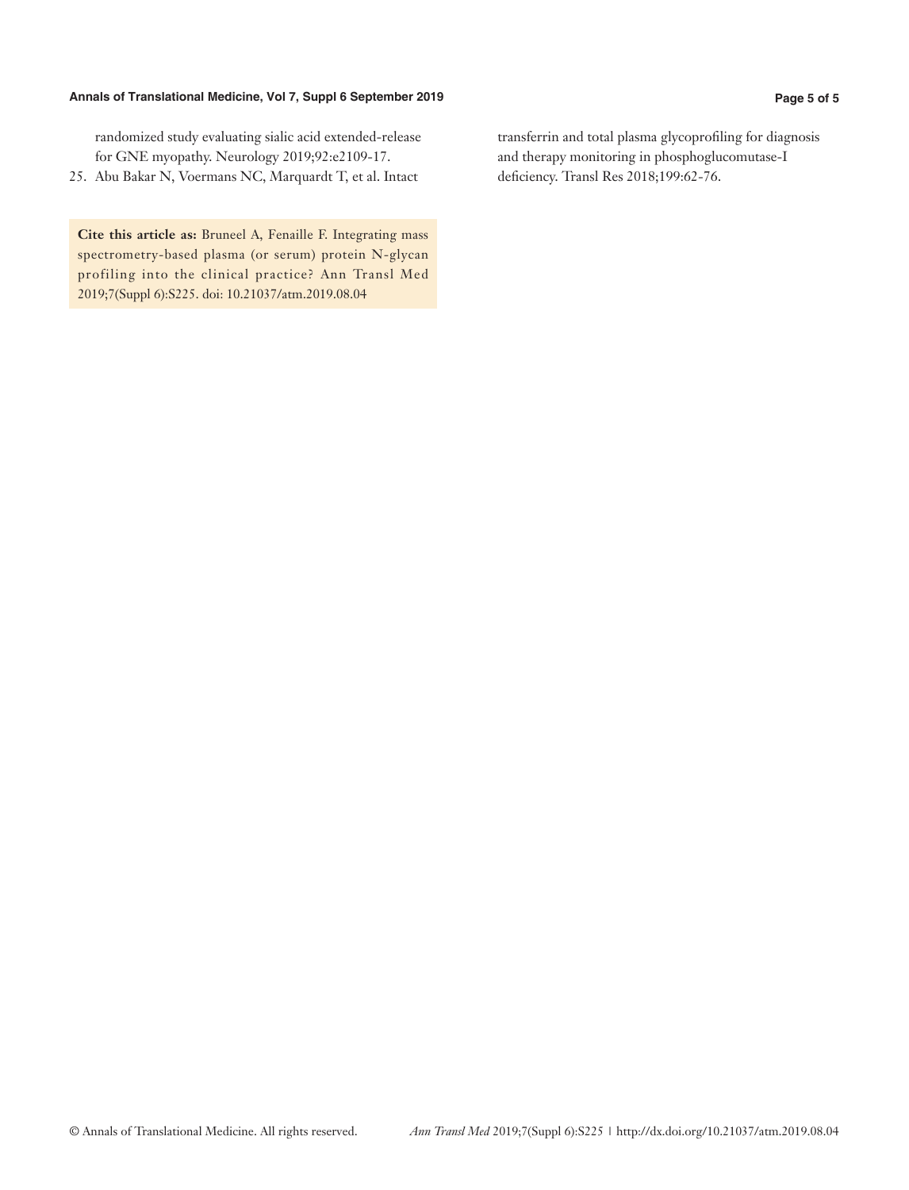randomized study evaluating sialic acid extended-release for GNE myopathy. Neurology 2019;92:e2109-17.

25. Abu Bakar N, Voermans NC, Marquardt T, et al. Intact transferrin and total plasma glycoprofiling for diagnosis and therapy monitoring in phosphoglucomutase-I deficiency. Transl Res 2018;199:62-76.

**Cite this article as:** Bruneel A, Fenaille F. Integrating mass spectrometry-based plasma (or serum) protein N-glycan profiling into the clinical practice? Ann Transl Med 2019;7(Suppl 6):S225. doi: 10.21037/atm.2019.08.04